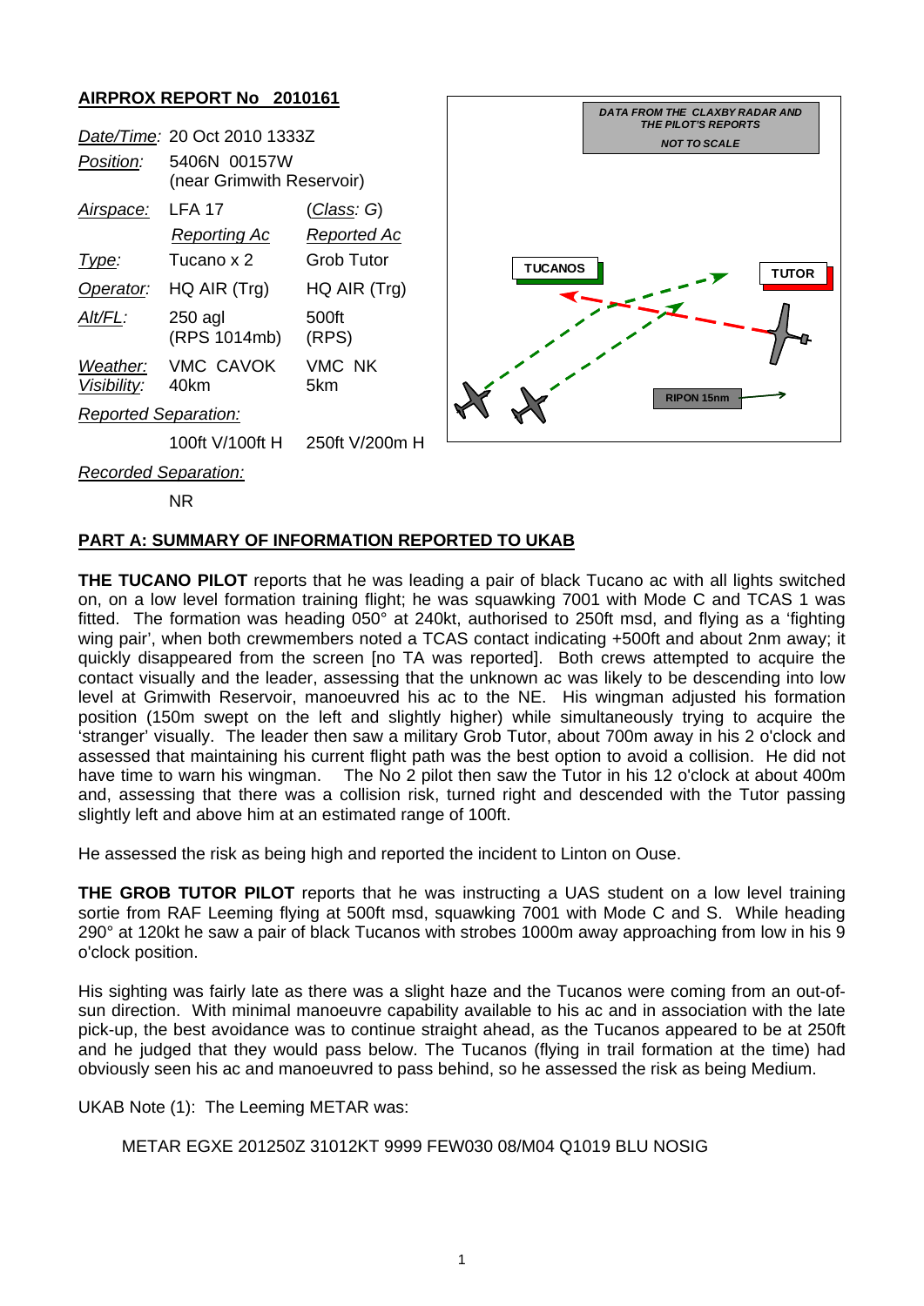**AIRPROX REPORT No 2010161**

| | | |
|---|---|---|
| *Date/Time:* | 20 Oct 2010 1333Z | |
| *Position:* | 5406N 00157W (near Grimwith Reservoir) | |
| *Airspace:* | LFA 17 | (*Class: G*) |
| | *Reporting Ac* | *Reported Ac* |
| *Type:* | Tucano x 2 | Grob Tutor |
| *Operator:* | HQ AIR (Trg) | HQ AIR (Trg) |
| *Alt/FL:* | 250 agl (RPS 1014mb) | 500ft (RPS) |
| *Weather:* | VMC CAVOK | VMC NK |
| *Visibility:* | 40km | 5km |
| *Reported Separation:* | | |
| | 100ft V/100ft H | 250ft V/200m H |
| *Recorded Separation:* | | |
| | NR | |

DATA FROM THE CLAXBY RADAR AND THE PILOT'S REPORTS

NOT TO SCALE

TUCANOS

TUTOR

RIPON 15nm

**PART A: SUMMARY OF INFORMATION REPORTED TO UKAB**

**THE TUCANO PILOT** reports that he was leading a pair of black Tucano ac with all lights switched on, on a low level formation training flight; he was squawking 7001 with Mode C and TCAS 1 was fitted. The formation was heading 050° at 240kt, authorised to 250ft msd, and flying as a 'fighting wing pair', when both crewmembers noted a TCAS contact indicating +500ft and about 2nm away; it quickly disappeared from the screen [no TA was reported]. Both crews attempted to acquire the contact visually and the leader, assessing that the unknown ac was likely to be descending into low level at Grimwith Reservoir, manoeuvred his ac to the NE. His wingman adjusted his formation position (150m swept on the left and slightly higher) while simultaneously trying to acquire the 'stranger' visually. The leader then saw a military Grob Tutor, about 700m away in his 2 o'clock and assessed that maintaining his current flight path was the best option to avoid a collision. He did not have time to warn his wingman. The No 2 pilot then saw the Tutor in his 12 o'clock at about 400m and, assessing that there was a collision risk, turned right and descended with the Tutor passing slightly left and above him at an estimated range of 100ft.

He assessed the risk as being high and reported the incident to Linton on Ouse.

**THE GROB TUTOR PILOT** reports that he was instructing a UAS student on a low level training sortie from RAF Leeming flying at 500ft msd, squawking 7001 with Mode C and S. While heading 290° at 120kt he saw a pair of black Tucanos with strobes 1000m away approaching from low in his 9 o'clock position.

His sighting was fairly late as there was a slight haze and the Tucanos were coming from an out-of-sun direction. With minimal manoeuvre capability available to his ac and in association with the late pick-up, the best avoidance was to continue straight ahead, as the Tucanos appeared to be at 250ft and he judged that they would pass below. The Tucanos (flying in trail formation at the time) had obviously seen his ac and manoeuvred to pass behind, so he assessed the risk as being Medium.

UKAB Note (1): The Leeming METAR was:

METAR EGXE 201250Z 31012KT 9999 FEW030 08/M04 Q1019 BLU NOSIG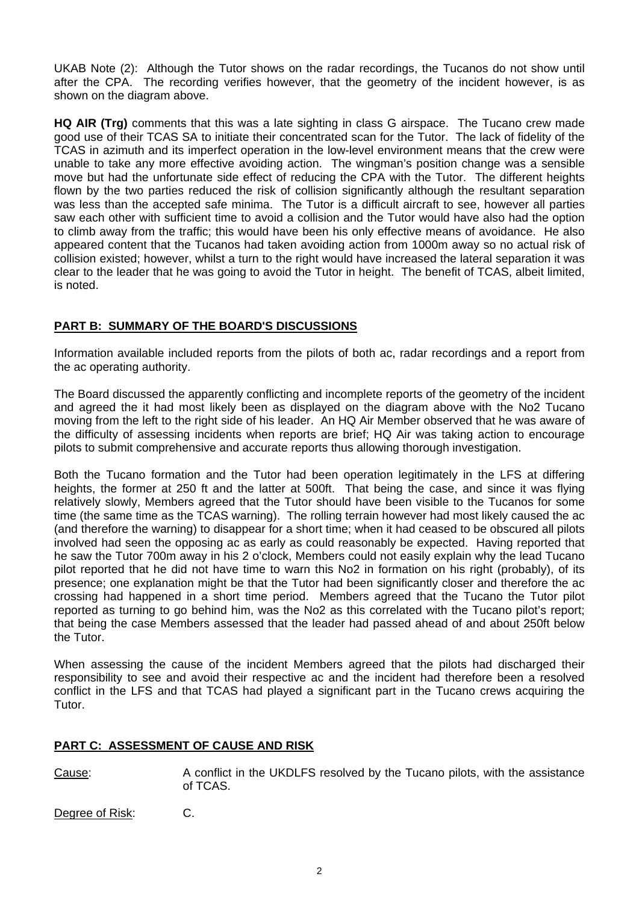UKAB Note (2): Although the Tutor shows on the radar recordings, the Tucanos do not show until after the CPA. The recording verifies however, that the geometry of the incident however, is as shown on the diagram above.

**HQ AIR (Trg)** comments that this was a late sighting in class G airspace. The Tucano crew made good use of their TCAS SA to initiate their concentrated scan for the Tutor. The lack of fidelity of the TCAS in azimuth and its imperfect operation in the low-level environment means that the crew were unable to take any more effective avoiding action. The wingman's position change was a sensible move but had the unfortunate side effect of reducing the CPA with the Tutor. The different heights flown by the two parties reduced the risk of collision significantly although the resultant separation was less than the accepted safe minima. The Tutor is a difficult aircraft to see, however all parties saw each other with sufficient time to avoid a collision and the Tutor would have also had the option to climb away from the traffic; this would have been his only effective means of avoidance. He also appeared content that the Tucanos had taken avoiding action from 1000m away so no actual risk of collision existed; however, whilst a turn to the right would have increased the lateral separation it was clear to the leader that he was going to avoid the Tutor in height. The benefit of TCAS, albeit limited, is noted.

## PART B: SUMMARY OF THE BOARD'S DISCUSSIONS

Information available included reports from the pilots of both ac, radar recordings and a report from the ac operating authority.

The Board discussed the apparently conflicting and incomplete reports of the geometry of the incident and agreed the it had most likely been as displayed on the diagram above with the No2 Tucano moving from the left to the right side of his leader. An HQ Air Member observed that he was aware of the difficulty of assessing incidents when reports are brief; HQ Air was taking action to encourage pilots to submit comprehensive and accurate reports thus allowing thorough investigation.

Both the Tucano formation and the Tutor had been operation legitimately in the LFS at differing heights, the former at 250 ft and the latter at 500ft. That being the case, and since it was flying relatively slowly, Members agreed that the Tutor should have been visible to the Tucanos for some time (the same time as the TCAS warning). The rolling terrain however had most likely caused the ac (and therefore the warning) to disappear for a short time; when it had ceased to be obscured all pilots involved had seen the opposing ac as early as could reasonably be expected. Having reported that he saw the Tutor 700m away in his 2 o'clock, Members could not easily explain why the lead Tucano pilot reported that he did not have time to warn this No2 in formation on his right (probably), of its presence; one explanation might be that the Tutor had been significantly closer and therefore the ac crossing had happened in a short time period. Members agreed that the Tucano the Tutor pilot reported as turning to go behind him, was the No2 as this correlated with the Tucano pilot's report; that being the case Members assessed that the leader had passed ahead of and about 250ft below the Tutor.

When assessing the cause of the incident Members agreed that the pilots had discharged their responsibility to see and avoid their respective ac and the incident had therefore been a resolved conflict in the LFS and that TCAS had played a significant part in the Tucano crews acquiring the Tutor.

## PART C: ASSESSMENT OF CAUSE AND RISK

Cause: A conflict in the UKDLFS resolved by the Tucano pilots, with the assistance of TCAS.

Degree of Risk: C.